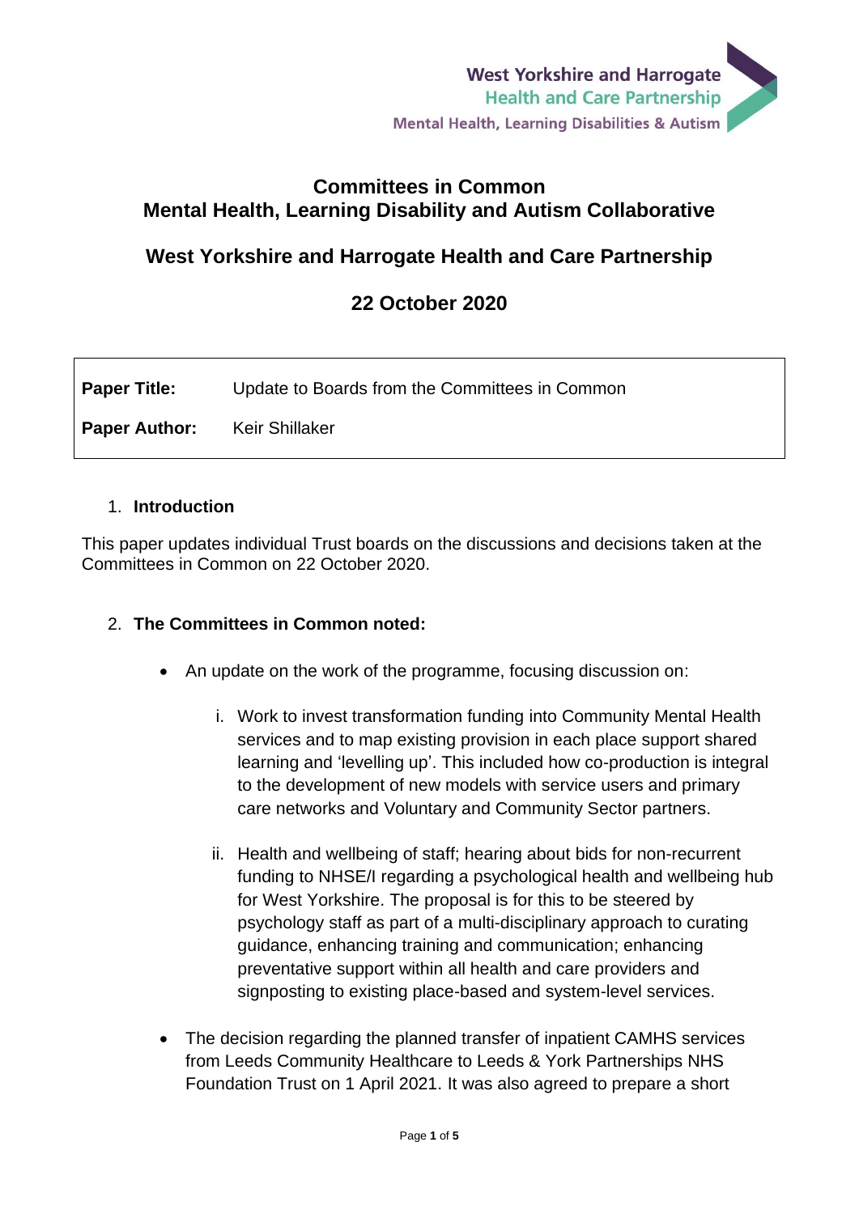West Yorkshire and Harrogate
Health and Care Partnership
Mental Health, Learning Disabilities & Autism

# Committees in Common
# Mental Health, Learning Disability and Autism Collaborative

## West Yorkshire and Harrogate Health and Care Partnership

## 22 October 2020

| | |
|---|---|
| **Paper Title:** | Update to Boards from the Committees in Common |
| **Paper Author:** | Keir Shillaker |

1. **Introduction**

This paper updates individual Trust boards on the discussions and decisions taken at the Committees in Common on 22 October 2020.

2. **The Committees in Common noted:**

- An update on the work of the programme, focusing discussion on:

    i. Work to invest transformation funding into Community Mental Health services and to map existing provision in each place support shared learning and 'levelling up'. This included how co-production is integral to the development of new models with service users and primary care networks and Voluntary and Community Sector partners.

    ii. Health and wellbeing of staff; hearing about bids for non-recurrent funding to NHSE/I regarding a psychological health and wellbeing hub for West Yorkshire. The proposal is for this to be steered by psychology staff as part of a multi-disciplinary approach to curating guidance, enhancing training and communication; enhancing preventative support within all health and care providers and signposting to existing place-based and system-level services.

- The decision regarding the planned transfer of inpatient CAMHS services from Leeds Community Healthcare to Leeds & York Partnerships NHS Foundation Trust on 1 April 2021. It was also agreed to prepare a short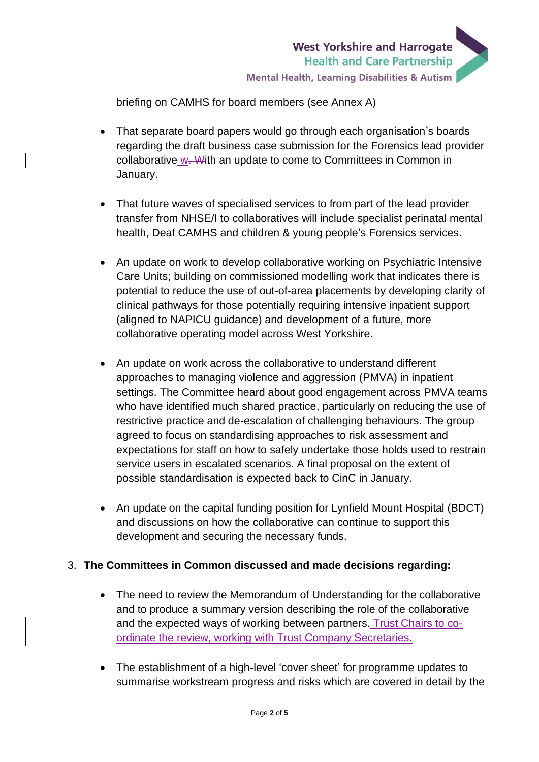briefing on CAMHS for board members (see Annex A)

- That separate board papers would go through each organisation's boards regarding the draft business case submission for the Forensics lead provider collaborative w. With an update to come to Committees in Common in January.

- That future waves of specialised services to from part of the lead provider transfer from NHSE/I to collaboratives will include specialist perinatal mental health, Deaf CAMHS and children & young people's Forensics services.

- An update on work to develop collaborative working on Psychiatric Intensive Care Units; building on commissioned modelling work that indicates there is potential to reduce the use of out-of-area placements by developing clarity of clinical pathways for those potentially requiring intensive inpatient support (aligned to NAPICU guidance) and development of a future, more collaborative operating model across West Yorkshire.

- An update on work across the collaborative to understand different approaches to managing violence and aggression (PMVA) in inpatient settings. The Committee heard about good engagement across PMVA teams who have identified much shared practice, particularly on reducing the use of restrictive practice and de-escalation of challenging behaviours. The group agreed to focus on standardising approaches to risk assessment and expectations for staff on how to safely undertake those holds used to restrain service users in escalated scenarios. A final proposal on the extent of possible standardisation is expected back to CinC in January.

- An update on the capital funding position for Lynfield Mount Hospital (BDCT) and discussions on how the collaborative can continue to support this development and securing the necessary funds.

3. **The Committees in Common discussed and made decisions regarding:**

   - The need to review the Memorandum of Understanding for the collaborative and to produce a summary version describing the role of the collaborative and the expected ways of working between partners. Trust Chairs to co-ordinate the review, working with Trust Company Secretaries.

   - The establishment of a high-level 'cover sheet' for programme updates to summarise workstream progress and risks which are covered in detail by the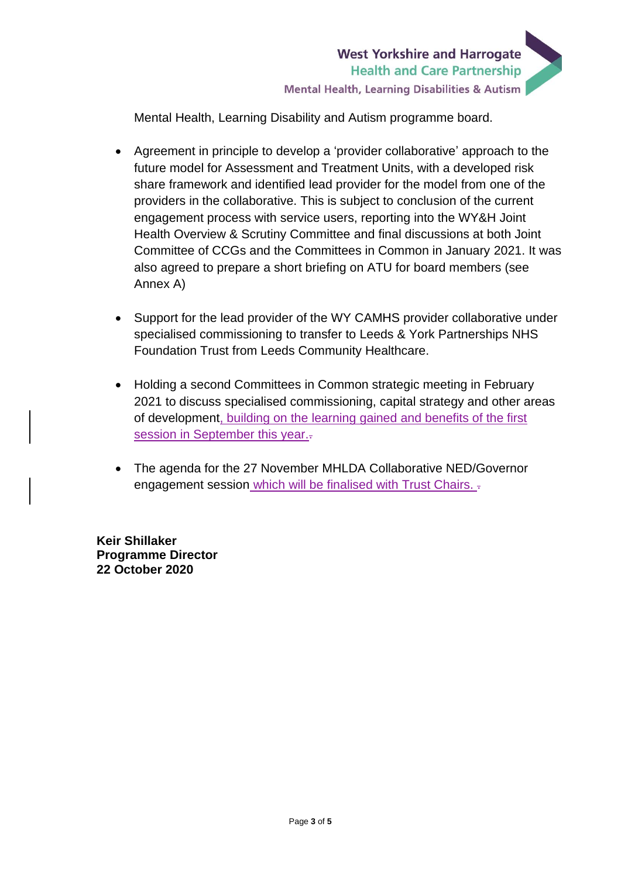Mental Health, Learning Disability and Autism programme board.

- Agreement in principle to develop a 'provider collaborative' approach to the future model for Assessment and Treatment Units, with a developed risk share framework and identified lead provider for the model from one of the providers in the collaborative. This is subject to conclusion of the current engagement process with service users, reporting into the WY&H Joint Health Overview & Scrutiny Committee and final discussions at both Joint Committee of CCGs and the Committees in Common in January 2021. It was also agreed to prepare a short briefing on ATU for board members (see Annex A)

- Support for the lead provider of the WY CAMHS provider collaborative under specialised commissioning to transfer to Leeds & York Partnerships NHS Foundation Trust from Leeds Community Healthcare.

- Holding a second Committees in Common strategic meeting in February 2021 to discuss specialised commissioning, capital strategy and other areas of development, building on the learning gained and benefits of the first session in September this year.

- The agenda for the 27 November MHLDA Collaborative NED/Governor engagement session which will be finalised with Trust Chairs.

**Keir Shillaker**
**Programme Director**
**22 October 2020**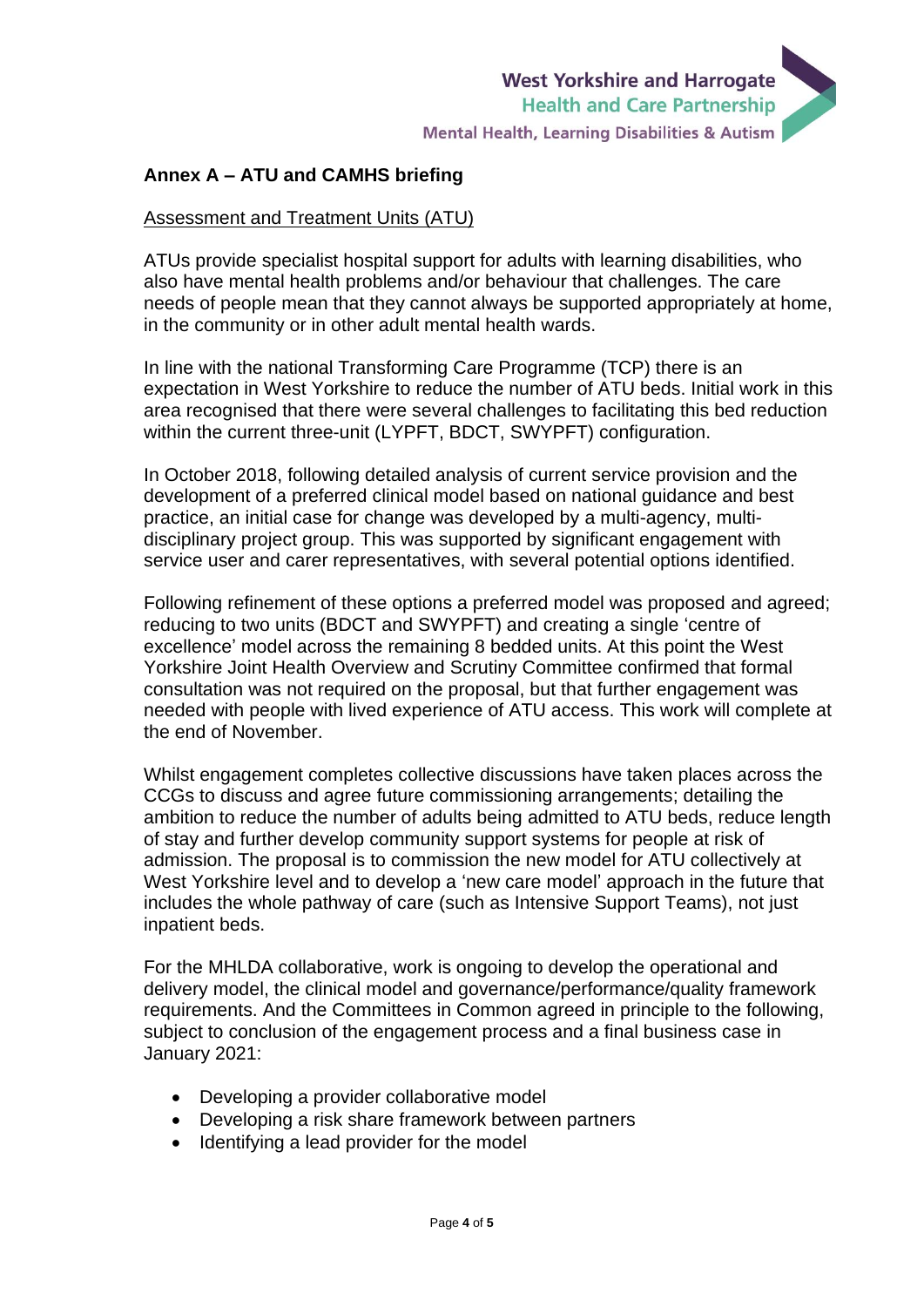## Annex A – ATU and CAMHS briefing

Assessment and Treatment Units (ATU)

ATUs provide specialist hospital support for adults with learning disabilities, who also have mental health problems and/or behaviour that challenges. The care needs of people mean that they cannot always be supported appropriately at home, in the community or in other adult mental health wards.

In line with the national Transforming Care Programme (TCP) there is an expectation in West Yorkshire to reduce the number of ATU beds. Initial work in this area recognised that there were several challenges to facilitating this bed reduction within the current three-unit (LYPFT, BDCT, SWYPFT) configuration.

In October 2018, following detailed analysis of current service provision and the development of a preferred clinical model based on national guidance and best practice, an initial case for change was developed by a multi-agency, multi-disciplinary project group. This was supported by significant engagement with service user and carer representatives, with several potential options identified.

Following refinement of these options a preferred model was proposed and agreed; reducing to two units (BDCT and SWYPFT) and creating a single 'centre of excellence' model across the remaining 8 bedded units. At this point the West Yorkshire Joint Health Overview and Scrutiny Committee confirmed that formal consultation was not required on the proposal, but that further engagement was needed with people with lived experience of ATU access. This work will complete at the end of November.

Whilst engagement completes collective discussions have taken places across the CCGs to discuss and agree future commissioning arrangements; detailing the ambition to reduce the number of adults being admitted to ATU beds, reduce length of stay and further develop community support systems for people at risk of admission. The proposal is to commission the new model for ATU collectively at West Yorkshire level and to develop a 'new care model' approach in the future that includes the whole pathway of care (such as Intensive Support Teams), not just inpatient beds.

For the MHLDA collaborative, work is ongoing to develop the operational and delivery model, the clinical model and governance/performance/quality framework requirements. And the Committees in Common agreed in principle to the following, subject to conclusion of the engagement process and a final business case in January 2021:

- Developing a provider collaborative model
- Developing a risk share framework between partners
- Identifying a lead provider for the model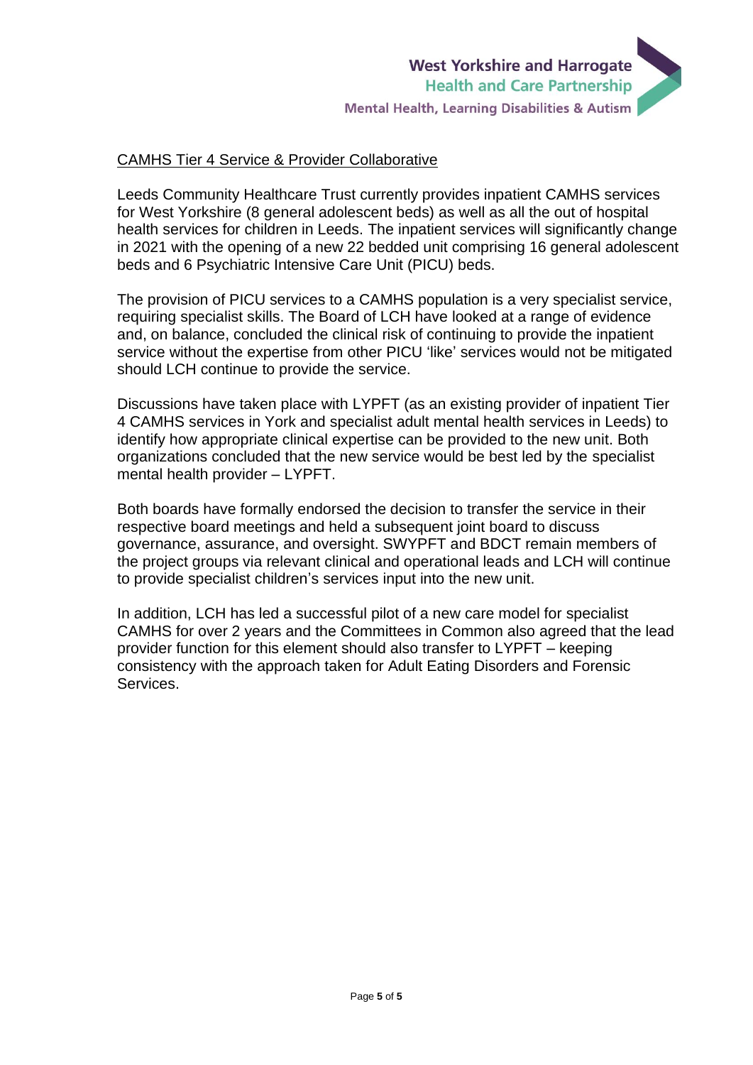<u>CAMHS Tier 4 Service & Provider Collaborative</u>

Leeds Community Healthcare Trust currently provides inpatient CAMHS services for West Yorkshire (8 general adolescent beds) as well as all the out of hospital health services for children in Leeds. The inpatient services will significantly change in 2021 with the opening of a new 22 bedded unit comprising 16 general adolescent beds and 6 Psychiatric Intensive Care Unit (PICU) beds.

The provision of PICU services to a CAMHS population is a very specialist service, requiring specialist skills. The Board of LCH have looked at a range of evidence and, on balance, concluded the clinical risk of continuing to provide the inpatient service without the expertise from other PICU 'like' services would not be mitigated should LCH continue to provide the service.

Discussions have taken place with LYPFT (as an existing provider of inpatient Tier 4 CAMHS services in York and specialist adult mental health services in Leeds) to identify how appropriate clinical expertise can be provided to the new unit. Both organizations concluded that the new service would be best led by the specialist mental health provider – LYPFT.

Both boards have formally endorsed the decision to transfer the service in their respective board meetings and held a subsequent joint board to discuss governance, assurance, and oversight. SWYPFT and BDCT remain members of the project groups via relevant clinical and operational leads and LCH will continue to provide specialist children's services input into the new unit.

In addition, LCH has led a successful pilot of a new care model for specialist CAMHS for over 2 years and the Committees in Common also agreed that the lead provider function for this element should also transfer to LYPFT – keeping consistency with the approach taken for Adult Eating Disorders and Forensic Services.